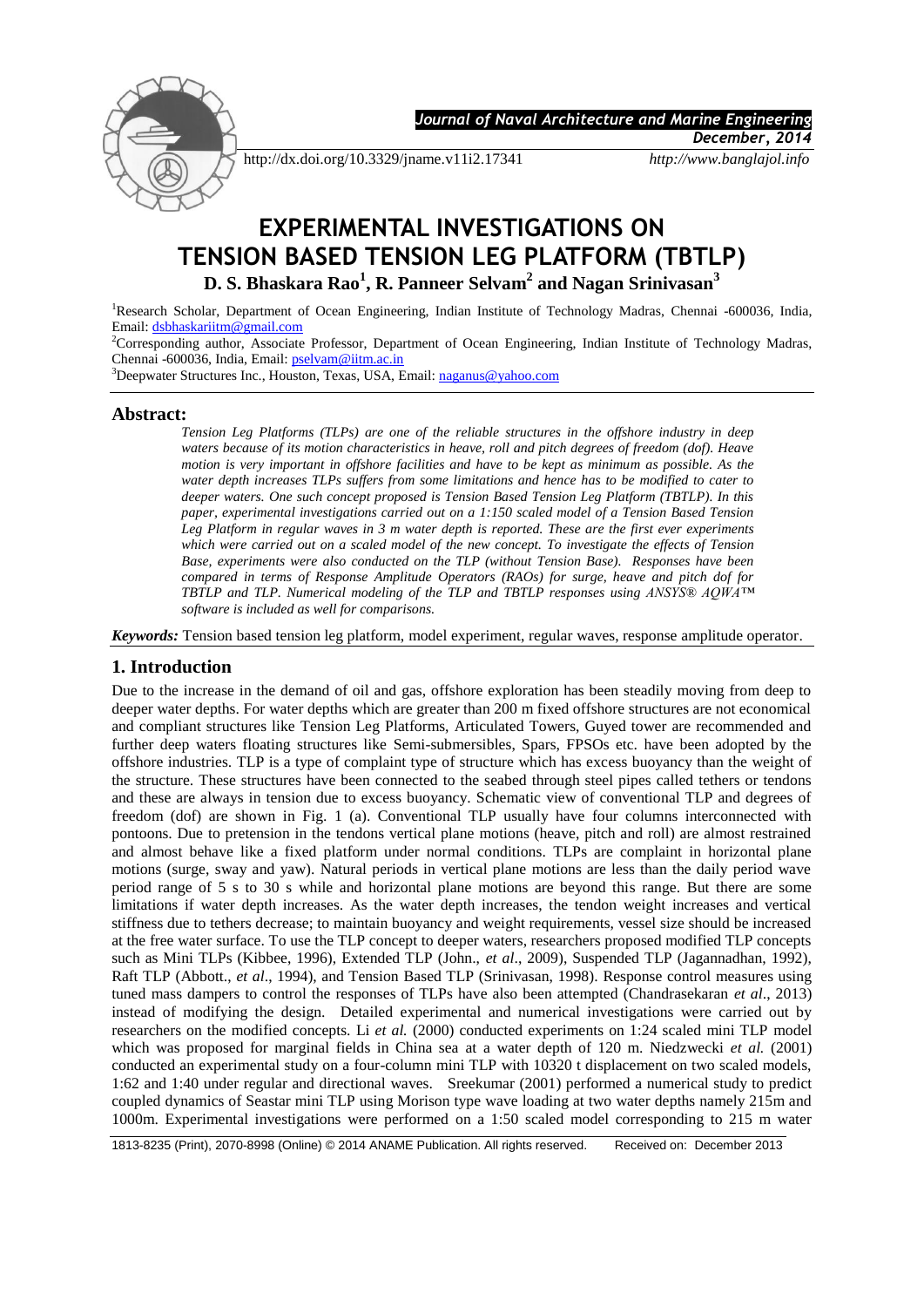# EXPERIMENTAL INVESTIGATIONS ON TENSION BASED TENSION LEG PLATFORM (TBTLP)

**D. S. Bhaskara Rao[1], R. Panneer Selvam[2] and Nagan Srinivasan[3]**

[1]Research Scholar, Department of Ocean Engineering, Indian Institute of Technology Madras, Chennai -600036, India, Email: dsbhaskariitm@gmail.com

[2]Corresponding author, Associate Professor, Department of Ocean Engineering, Indian Institute of Technology Madras, Chennai -600036, India, Email: pselvam@iitm.ac.in

[3]Deepwater Structures Inc., Houston, Texas, USA, Email: naganus@yahoo.com

## Abstract:

*Tension Leg Platforms (TLPs) are one of the reliable structures in the offshore industry in deep waters because of its motion characteristics in heave, roll and pitch degrees of freedom (dof). Heave motion is very important in offshore facilities and have to be kept as minimum as possible. As the water depth increases TLPs suffers from some limitations and hence has to be modified to cater to deeper waters. One such concept proposed is Tension Based Tension Leg Platform (TBTLP). In this paper, experimental investigations carried out on a 1:150 scaled model of a Tension Based Tension Leg Platform in regular waves in 3 m water depth is reported. These are the first ever experiments which were carried out on a scaled model of the new concept. To investigate the effects of Tension Base, experiments were also conducted on the TLP (without Tension Base). Responses have been compared in terms of Response Amplitude Operators (RAOs) for surge, heave and pitch dof for TBTLP and TLP. Numerical modeling of the TLP and TBTLP responses using ANSYS® AQWA™ software is included as well for comparisons.*

***Keywords:*** Tension based tension leg platform, model experiment, regular waves, response amplitude operator.

## 1. Introduction

Due to the increase in the demand of oil and gas, offshore exploration has been steadily moving from deep to deeper water depths. For water depths which are greater than 200 m fixed offshore structures are not economical and compliant structures like Tension Leg Platforms, Articulated Towers, Guyed tower are recommended and further deep waters floating structures like Semi-submersibles, Spars, FPSOs etc. have been adopted by the offshore industries. TLP is a type of complaint type of structure which has excess buoyancy than the weight of the structure. These structures have been connected to the seabed through steel pipes called tethers or tendons and these are always in tension due to excess buoyancy. Schematic view of conventional TLP and degrees of freedom (dof) are shown in Fig. 1 (a). Conventional TLP usually have four columns interconnected with pontoons. Due to pretension in the tendons vertical plane motions (heave, pitch and roll) are almost restrained and almost behave like a fixed platform under normal conditions. TLPs are complaint in horizontal plane motions (surge, sway and yaw). Natural periods in vertical plane motions are less than the daily period wave period range of 5 s to 30 s while and horizontal plane motions are beyond this range. But there are some limitations if water depth increases. As the water depth increases, the tendon weight increases and vertical stiffness due to tethers decrease; to maintain buoyancy and weight requirements, vessel size should be increased at the free water surface. To use the TLP concept to deeper waters, researchers proposed modified TLP concepts such as Mini TLPs (Kibbee, 1996), Extended TLP (John., *et al*., 2009), Suspended TLP (Jagannadhan, 1992), Raft TLP (Abbott., *et al*., 1994), and Tension Based TLP (Srinivasan, 1998). Response control measures using tuned mass dampers to control the responses of TLPs have also been attempted (Chandrasekaran *et al*., 2013) instead of modifying the design. Detailed experimental and numerical investigations were carried out by researchers on the modified concepts. Li *et al.* (2000) conducted experiments on 1:24 scaled mini TLP model which was proposed for marginal fields in China sea at a water depth of 120 m. Niedzwecki *et al.* (2001) conducted an experimental study on a four-column mini TLP with 10320 t displacement on two scaled models, 1:62 and 1:40 under regular and directional waves. Sreekumar (2001) performed a numerical study to predict coupled dynamics of Seastar mini TLP using Morison type wave loading at two water depths namely 215m and 1000m. Experimental investigations were performed on a 1:50 scaled model corresponding to 215 m water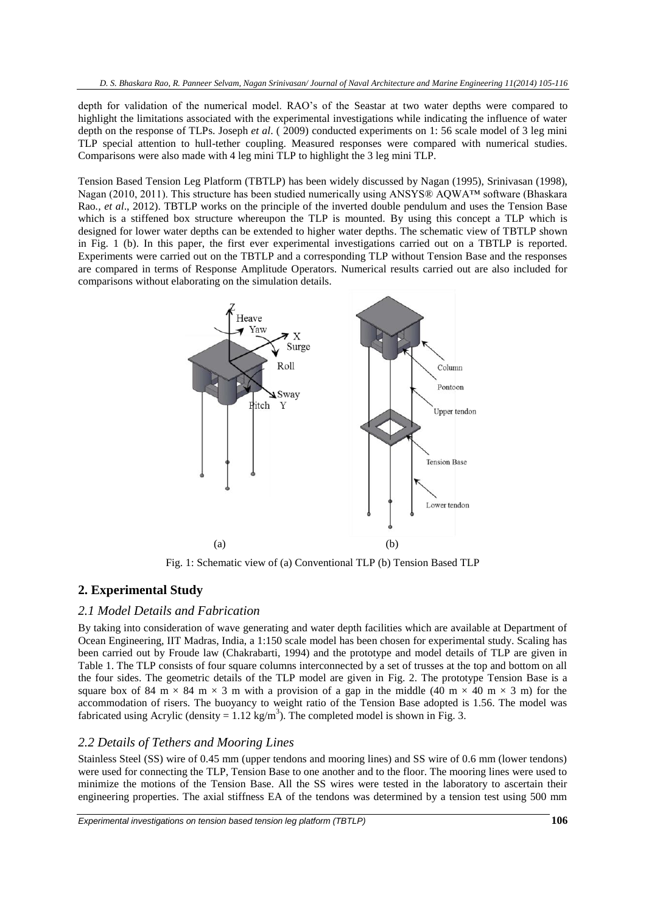depth for validation of the numerical model. RAO's of the Seastar at two water depths were compared to highlight the limitations associated with the experimental investigations while indicating the influence of water depth on the response of TLPs. Joseph *et al*. ( 2009) conducted experiments on 1: 56 scale model of 3 leg mini TLP special attention to hull-tether coupling. Measured responses were compared with numerical studies. Comparisons were also made with 4 leg mini TLP to highlight the 3 leg mini TLP.

Tension Based Tension Leg Platform (TBTLP) has been widely discussed by Nagan (1995), Srinivasan (1998), Nagan (2010, 2011). This structure has been studied numerically using ANSYS® AQWA™ software (Bhaskara Rao., *et al*., 2012). TBTLP works on the principle of the inverted double pendulum and uses the Tension Base which is a stiffened box structure whereupon the TLP is mounted. By using this concept a TLP which is designed for lower water depths can be extended to higher water depths. The schematic view of TBTLP shown in Fig. 1 (b). In this paper, the first ever experimental investigations carried out on a TBTLP is reported. Experiments were carried out on the TBTLP and a corresponding TLP without Tension Base and the responses are compared in terms of Response Amplitude Operators. Numerical results carried out are also included for comparisons without elaborating on the simulation details.

Fig. 1: Schematic view of (a) Conventional TLP (b) Tension Based TLP

## 2. Experimental Study

### 2.1 Model Details and Fabrication

By taking into consideration of wave generating and water depth facilities which are available at Department of Ocean Engineering, IIT Madras, India, a 1:150 scale model has been chosen for experimental study. Scaling has been carried out by Froude law (Chakrabarti, 1994) and the prototype and model details of TLP are given in Table 1. The TLP consists of four square columns interconnected by a set of trusses at the top and bottom on all the four sides. The geometric details of the TLP model are given in Fig. 2. The prototype Tension Base is a square box of 84 m × 84 m × 3 m with a provision of a gap in the middle (40 m × 40 m × 3 m) for the accommodation of risers. The buoyancy to weight ratio of the Tension Base adopted is 1.56. The model was fabricated using Acrylic (density = 1.12 kg/m$^3$). The completed model is shown in Fig. 3.

### 2.2 Details of Tethers and Mooring Lines

Stainless Steel (SS) wire of 0.45 mm (upper tendons and mooring lines) and SS wire of 0.6 mm (lower tendons) were used for connecting the TLP, Tension Base to one another and to the floor. The mooring lines were used to minimize the motions of the Tension Base. All the SS wires were tested in the laboratory to ascertain their engineering properties. The axial stiffness EA of the tendons was determined by a tension test using 500 mm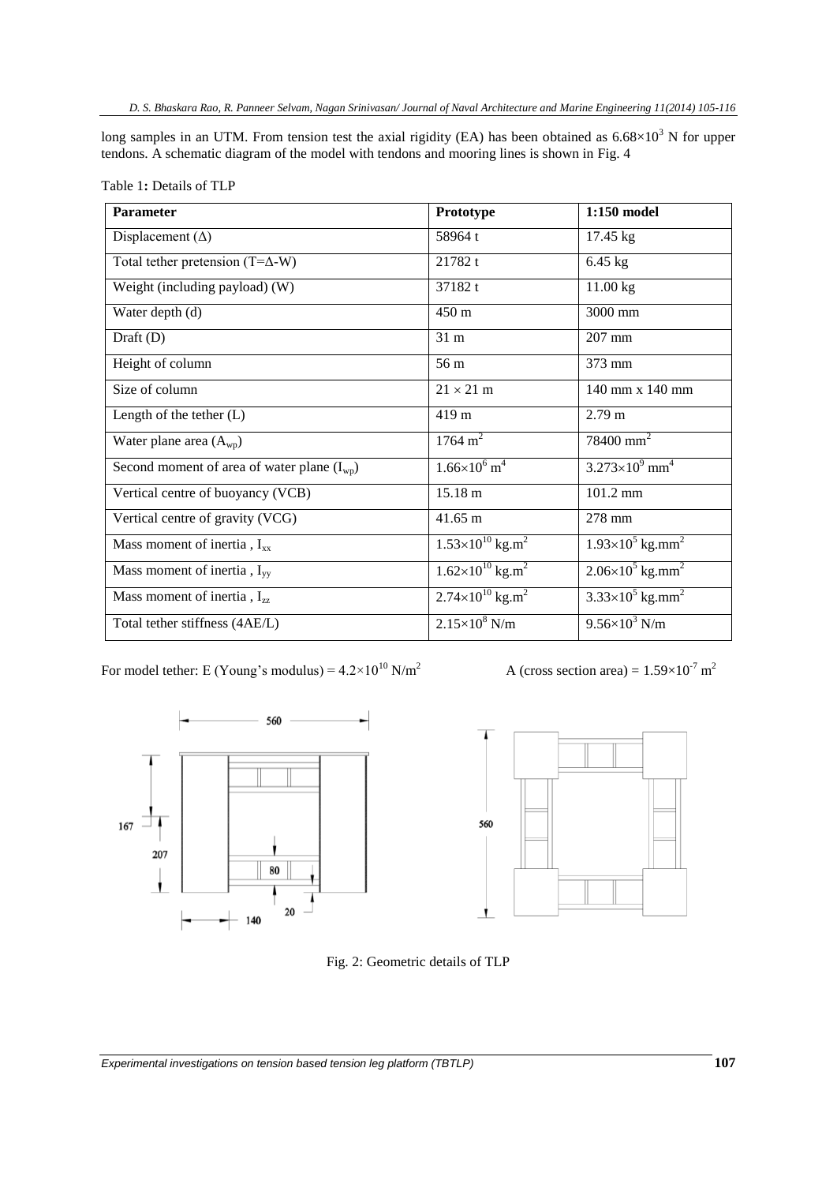long samples in an UTM. From tension test the axial rigidity (EA) has been obtained as $6.68 \times 10^3$ N for upper tendons. A schematic diagram of the model with tendons and mooring lines is shown in Fig. 4

Table 1**:** Details of TLP

| **Parameter** | **Prototype** | **1:150 model** |
|---|---|---|
| Displacement ($\Delta$) | 58964 t | 17.45 kg |
| Total tether pretension ($T=\Delta$-W) | 21782 t | 6.45 kg |
| Weight (including payload) (W) | 37182 t | 11.00 kg |
| Water depth (d) | 450 m | 3000 mm |
| Draft (D) | 31 m | 207 mm |
| Height of column | 56 m | 373 mm |
| Size of column | $21 \times 21$ m | 140 mm x 140 mm |
| Length of the tether (L) | 419 m | 2.79 m |
| Water plane area ($A_{wp}$) | 1764 $m^2$ | 78400 $mm^2$ |
| Second moment of area of water plane ($I_{wp}$) | $1.66 \times 10^6$ $m^4$ | $3.273 \times 10^9$ $mm^4$ |
| Vertical centre of buoyancy (VCB) | 15.18 m | 101.2 mm |
| Vertical centre of gravity (VCG) | 41.65 m | 278 mm |
| Mass moment of inertia , $I_{xx}$ | $1.53 \times 10^{10}$ kg.$m^2$ | $1.93 \times 10^5$ kg.$mm^2$ |
| Mass moment of inertia , $I_{yy}$ | $1.62 \times 10^{10}$ kg.$m^2$ | $2.06 \times 10^5$ kg.$mm^2$ |
| Mass moment of inertia , $I_{zz}$ | $2.74 \times 10^{10}$ kg.$m^2$ | $3.33 \times 10^5$ kg.$mm^2$ |
| Total tether stiffness (4AE/L) | $2.15 \times 10^8$ N/m | $9.56 \times 10^3$ N/m |

For model tether: E (Young's modulus) = $4.2 \times 10^{10}$ N/$m^2$  A (cross section area) = $1.59 \times 10^{-7}$ $m^2$

Fig. 2: Geometric details of TLP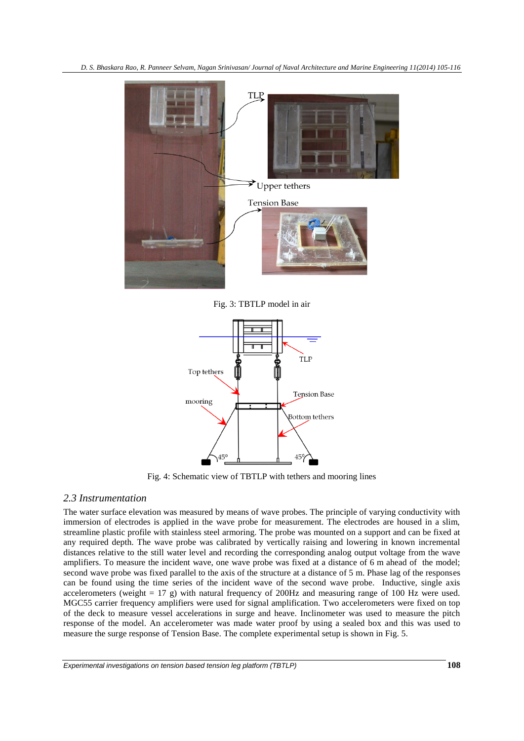Fig. 3: TBTLP model in air

Fig. 4: Schematic view of TBTLP with tethers and mooring lines

## *2.3 Instrumentation*

The water surface elevation was measured by means of wave probes. The principle of varying conductivity with immersion of electrodes is applied in the wave probe for measurement. The electrodes are housed in a slim, streamline plastic profile with stainless steel armoring. The probe was mounted on a support and can be fixed at any required depth. The wave probe was calibrated by vertically raising and lowering in known incremental distances relative to the still water level and recording the corresponding analog output voltage from the wave amplifiers. To measure the incident wave, one wave probe was fixed at a distance of 6 m ahead of the model; second wave probe was fixed parallel to the axis of the structure at a distance of 5 m. Phase lag of the responses can be found using the time series of the incident wave of the second wave probe. Inductive, single axis accelerometers (weight = 17 g) with natural frequency of 200Hz and measuring range of 100 Hz were used. MGC55 carrier frequency amplifiers were used for signal amplification. Two accelerometers were fixed on top of the deck to measure vessel accelerations in surge and heave. Inclinometer was used to measure the pitch response of the model. An accelerometer was made water proof by using a sealed box and this was used to measure the surge response of Tension Base. The complete experimental setup is shown in Fig. 5.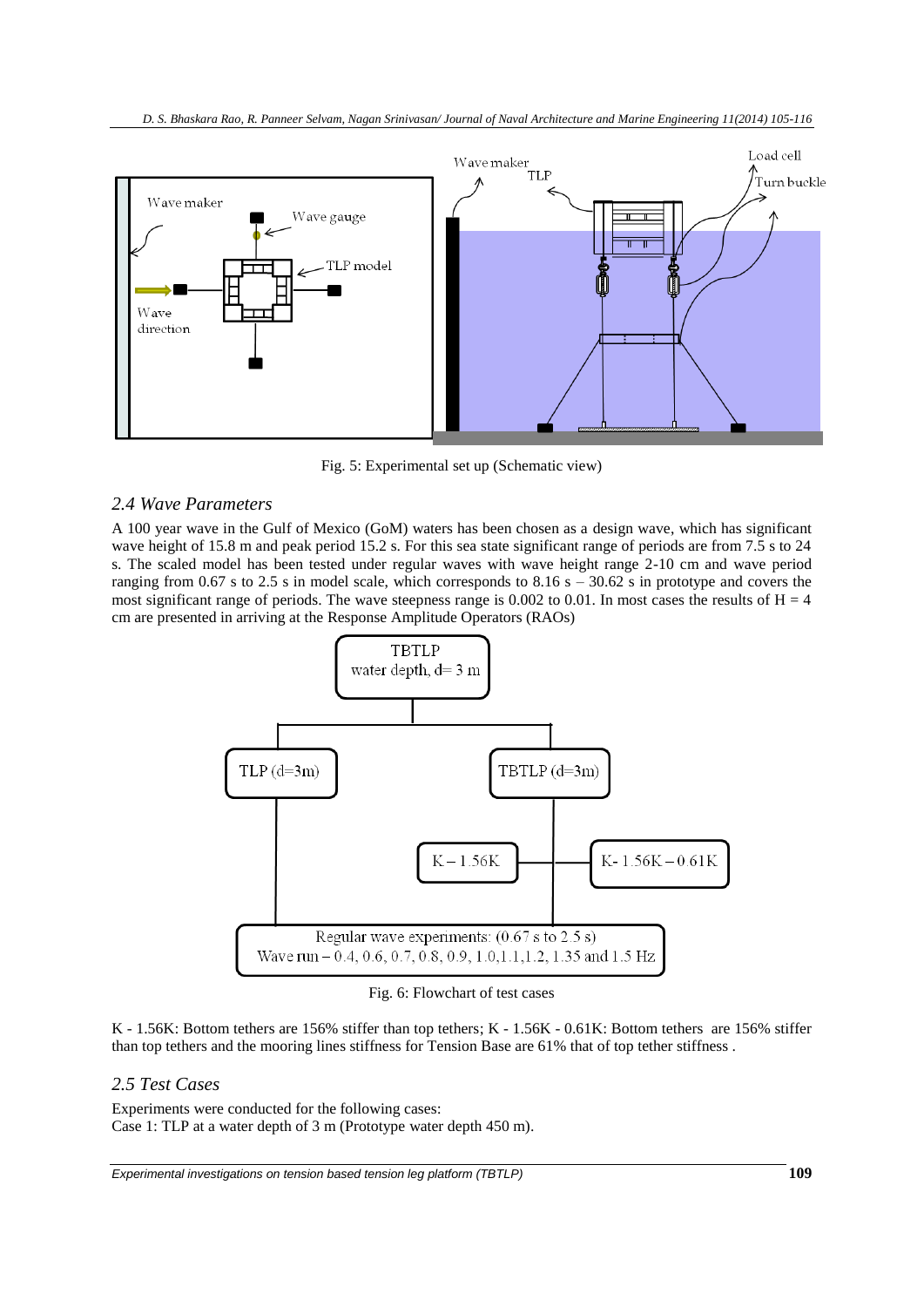Fig. 5: Experimental set up (Schematic view)

### 2.4 Wave Parameters

A 100 year wave in the Gulf of Mexico (GoM) waters has been chosen as a design wave, which has significant wave height of 15.8 m and peak period 15.2 s. For this sea state significant range of periods are from 7.5 s to 24 s. The scaled model has been tested under regular waves with wave height range 2-10 cm and wave period ranging from 0.67 s to 2.5 s in model scale, which corresponds to 8.16 s – 30.62 s in prototype and covers the most significant range of periods. The wave steepness range is 0.002 to 0.01. In most cases the results of H = 4 cm are presented in arriving at the Response Amplitude Operators (RAOs)

Fig. 6: Flowchart of test cases

K - 1.56K: Bottom tethers are 156% stiffer than top tethers; K - 1.56K - 0.61K: Bottom tethers are 156% stiffer than top tethers and the mooring lines stiffness for Tension Base are 61% that of top tether stiffness .

### 2.5 Test Cases

Experiments were conducted for the following cases:
Case 1: TLP at a water depth of 3 m (Prototype water depth 450 m).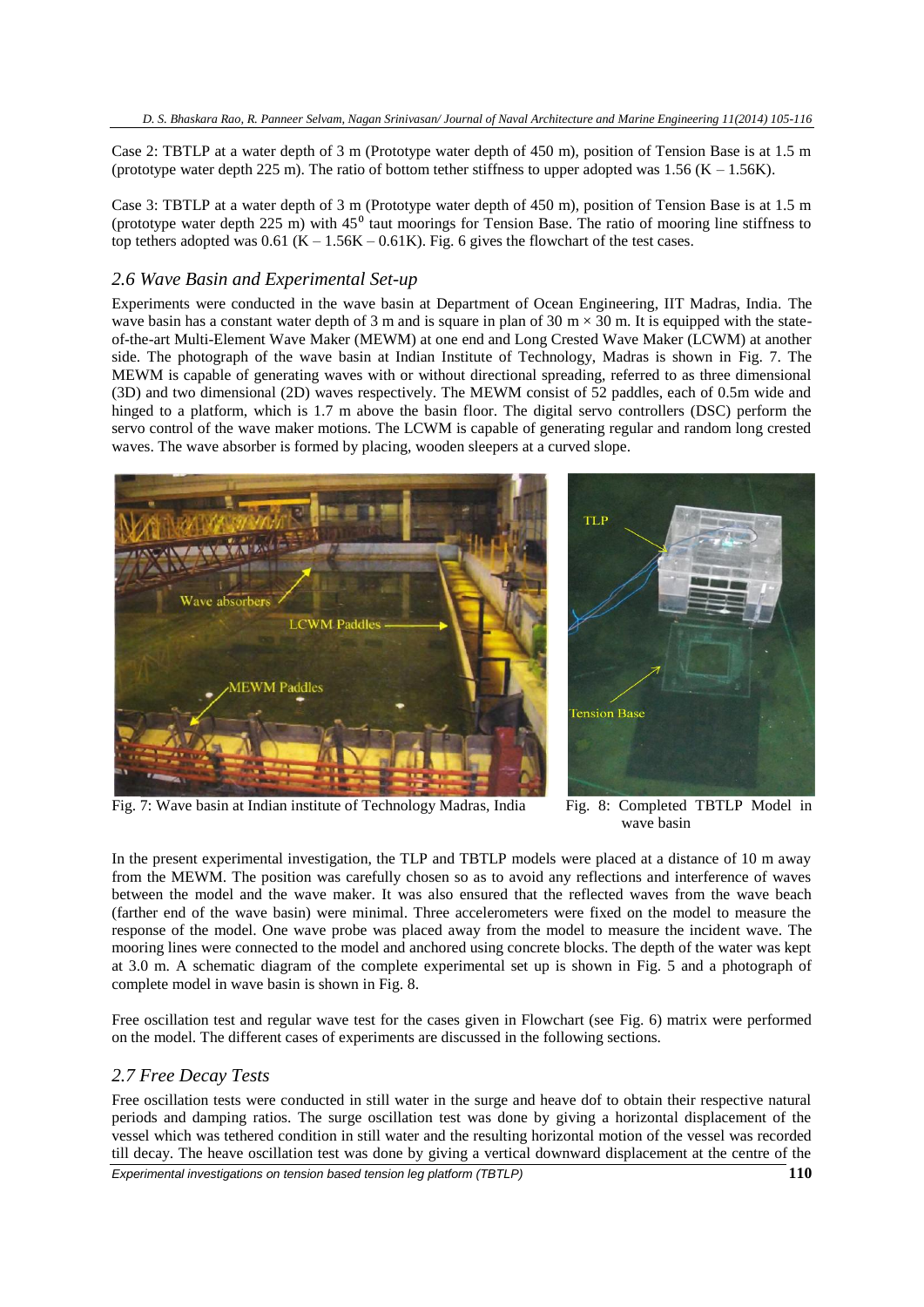Case 2: TBTLP at a water depth of 3 m (Prototype water depth of 450 m), position of Tension Base is at 1.5 m (prototype water depth 225 m). The ratio of bottom tether stiffness to upper adopted was 1.56 (K – 1.56K).

Case 3: TBTLP at a water depth of 3 m (Prototype water depth of 450 m), position of Tension Base is at 1.5 m (prototype water depth 225 m) with $45^0$ taut moorings for Tension Base. The ratio of mooring line stiffness to top tethers adopted was 0.61 (K – 1.56K – 0.61K). Fig. 6 gives the flowchart of the test cases.

## *2.6 Wave Basin and Experimental Set-up*

Experiments were conducted in the wave basin at Department of Ocean Engineering, IIT Madras, India. The wave basin has a constant water depth of 3 m and is square in plan of 30 m × 30 m. It is equipped with the state-of-the-art Multi-Element Wave Maker (MEWM) at one end and Long Crested Wave Maker (LCWM) at another side. The photograph of the wave basin at Indian Institute of Technology, Madras is shown in Fig. 7. The MEWM is capable of generating waves with or without directional spreading, referred to as three dimensional (3D) and two dimensional (2D) waves respectively. The MEWM consist of 52 paddles, each of 0.5m wide and hinged to a platform, which is 1.7 m above the basin floor. The digital servo controllers (DSC) perform the servo control of the wave maker motions. The LCWM is capable of generating regular and random long crested waves. The wave absorber is formed by placing, wooden sleepers at a curved slope.

Fig. 7: Wave basin at Indian institute of Technology Madras, India

Fig. 8: Completed TBTLP Model in wave basin

In the present experimental investigation, the TLP and TBTLP models were placed at a distance of 10 m away from the MEWM. The position was carefully chosen so as to avoid any reflections and interference of waves between the model and the wave maker. It was also ensured that the reflected waves from the wave beach (farther end of the wave basin) were minimal. Three accelerometers were fixed on the model to measure the response of the model. One wave probe was placed away from the model to measure the incident wave. The mooring lines were connected to the model and anchored using concrete blocks. The depth of the water was kept at 3.0 m. A schematic diagram of the complete experimental set up is shown in Fig. 5 and a photograph of complete model in wave basin is shown in Fig. 8.

Free oscillation test and regular wave test for the cases given in Flowchart (see Fig. 6) matrix were performed on the model. The different cases of experiments are discussed in the following sections.

## *2.7 Free Decay Tests*

Free oscillation tests were conducted in still water in the surge and heave dof to obtain their respective natural periods and damping ratios. The surge oscillation test was done by giving a horizontal displacement of the vessel which was tethered condition in still water and the resulting horizontal motion of the vessel was recorded till decay. The heave oscillation test was done by giving a vertical downward displacement at the centre of the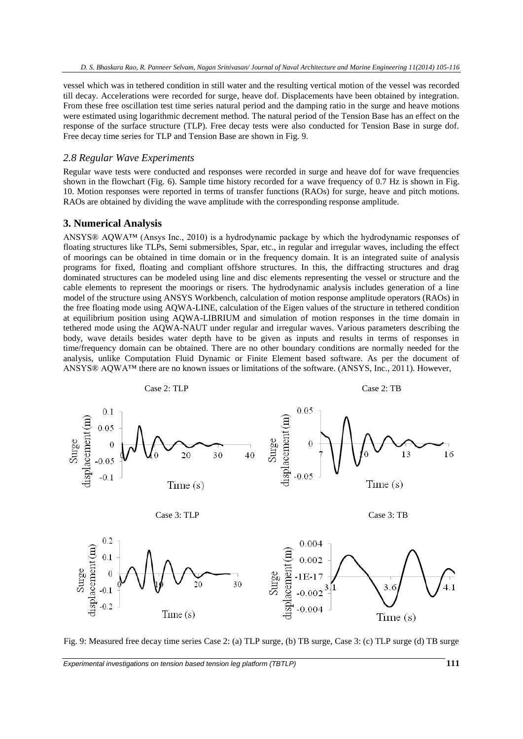vessel which was in tethered condition in still water and the resulting vertical motion of the vessel was recorded till decay. Accelerations were recorded for surge, heave dof. Displacements have been obtained by integration. From these free oscillation test time series natural period and the damping ratio in the surge and heave motions were estimated using logarithmic decrement method. The natural period of the Tension Base has an effect on the response of the surface structure (TLP). Free decay tests were also conducted for Tension Base in surge dof. Free decay time series for TLP and Tension Base are shown in Fig. 9.

### *2.8 Regular Wave Experiments*

Regular wave tests were conducted and responses were recorded in surge and heave dof for wave frequencies shown in the flowchart (Fig. 6). Sample time history recorded for a wave frequency of 0.7 Hz is shown in Fig. 10. Motion responses were reported in terms of transfer functions (RAOs) for surge, heave and pitch motions. RAOs are obtained by dividing the wave amplitude with the corresponding response amplitude.

## **3. Numerical Analysis**

ANSYS® AQWA™ (Ansys Inc., 2010) is a hydrodynamic package by which the hydrodynamic responses of floating structures like TLPs, Semi submersibles, Spar, etc., in regular and irregular waves, including the effect of moorings can be obtained in time domain or in the frequency domain. It is an integrated suite of analysis programs for fixed, floating and compliant offshore structures. In this, the diffracting structures and drag dominated structures can be modeled using line and disc elements representing the vessel or structure and the cable elements to represent the moorings or risers. The hydrodynamic analysis includes generation of a line model of the structure using ANSYS Workbench, calculation of motion response amplitude operators (RAOs) in the free floating mode using AQWA-LINE, calculation of the Eigen values of the structure in tethered condition at equilibrium position using AQWA-LIBRIUM and simulation of motion responses in the time domain in tethered mode using the AQWA-NAUT under regular and irregular waves. Various parameters describing the body, wave details besides water depth have to be given as inputs and results in terms of responses in time/frequency domain can be obtained. There are no other boundary conditions are normally needed for the analysis, unlike Computation Fluid Dynamic or Finite Element based software. As per the document of ANSYS® AQWA™ there are no known issues or limitations of the software. (ANSYS, Inc., 2011). However,

Fig. 9: Measured free decay time series Case 2: (a) TLP surge, (b) TB surge, Case 3: (c) TLP surge (d) TB surge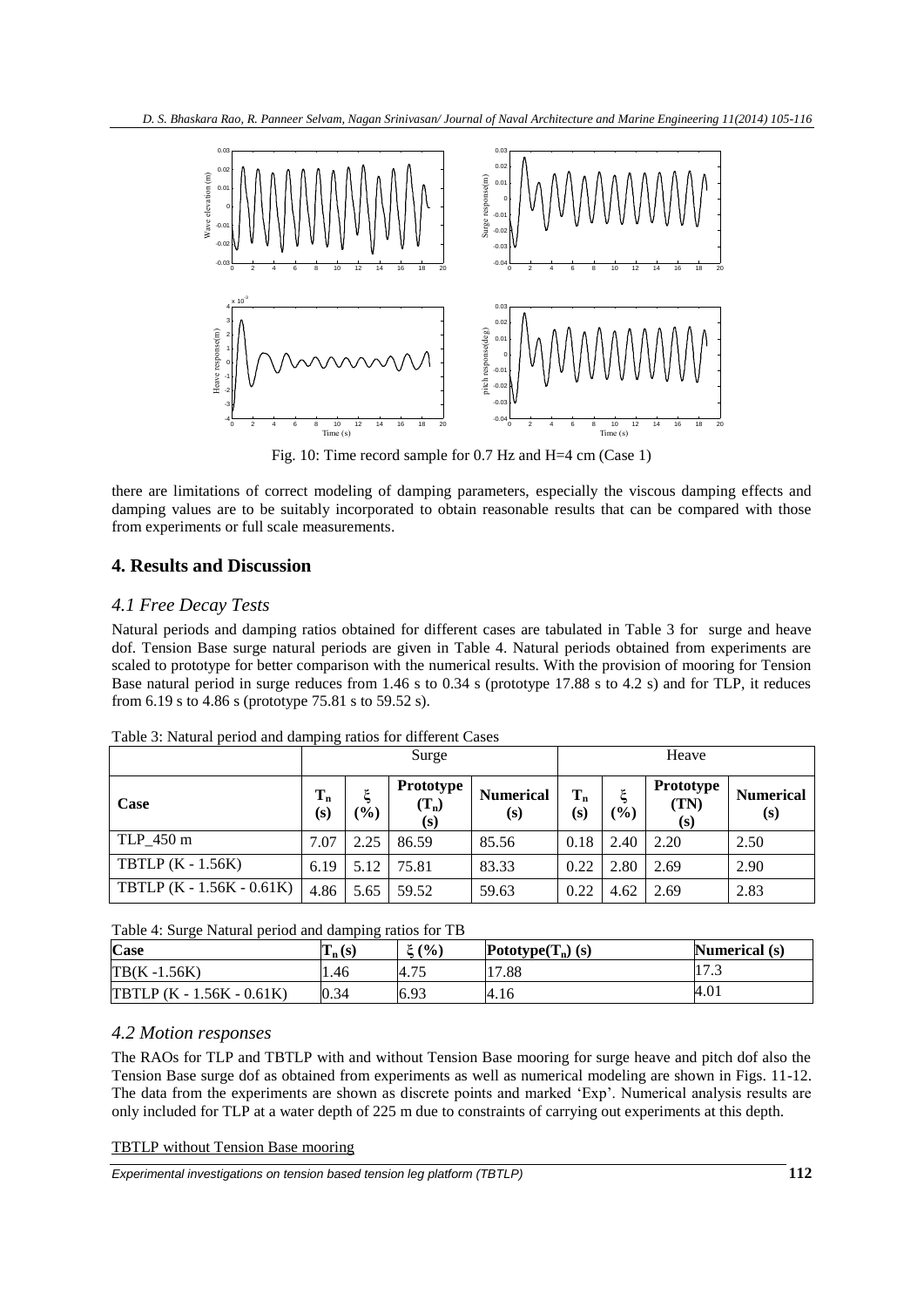Fig. 10: Time record sample for 0.7 Hz and H=4 cm (Case 1)

there are limitations of correct modeling of damping parameters, especially the viscous damping effects and damping values are to be suitably incorporated to obtain reasonable results that can be compared with those from experiments or full scale measurements.

## 4. Results and Discussion

### *4.1 Free Decay Tests*

Natural periods and damping ratios obtained for different cases are tabulated in Table 3 for surge and heave dof. Tension Base surge natural periods are given in Table 4. Natural periods obtained from experiments are scaled to prototype for better comparison with the numerical results. With the provision of mooring for Tension Base natural period in surge reduces from 1.46 s to 0.34 s (prototype 17.88 s to 4.2 s) and for TLP, it reduces from 6.19 s to 4.86 s (prototype 75.81 s to 59.52 s).

Table 3: Natural period and damping ratios for different Cases

| | Surge | | | | Heave | | | |
|---|---|---|---|---|---|---|---|---|
| **Case** | **$T_n$ (s)** | **$\xi$ (%)** | **Prototype ($T_n$) (s)** | **Numerical (s)** | **$T_n$ (s)** | **$\xi$ (%)** | **Prototype (TN) (s)** | **Numerical (s)** |
| TLP_450 m | 7.07 | 2.25 | 86.59 | 85.56 | 0.18 | 2.40 | 2.20 | 2.50 |
| TBTLP (K - 1.56K) | 6.19 | 5.12 | 75.81 | 83.33 | 0.22 | 2.80 | 2.69 | 2.90 |
| TBTLP (K - 1.56K - 0.61K) | 4.86 | 5.65 | 59.52 | 59.63 | 0.22 | 4.62 | 2.69 | 2.83 |

Table 4: Surge Natural period and damping ratios for TB

| **Case** | **$T_n$ (s)** | **$\xi$ (%)** | **Pototype($T_n$) (s)** | **Numerical (s)** |
|---|---|---|---|---|
| TB(K -1.56K) | 1.46 | 4.75 | 17.88 | 17.3 |
| TBTLP (K - 1.56K - 0.61K) | 0.34 | 6.93 | 4.16 | 4.01 |

### *4.2 Motion responses*

The RAOs for TLP and TBTLP with and without Tension Base mooring for surge heave and pitch dof also the Tension Base surge dof as obtained from experiments as well as numerical modeling are shown in Figs. 11-12. The data from the experiments are shown as discrete points and marked 'Exp'. Numerical analysis results are only included for TLP at a water depth of 225 m due to constraints of carrying out experiments at this depth.

TBTLP without Tension Base mooring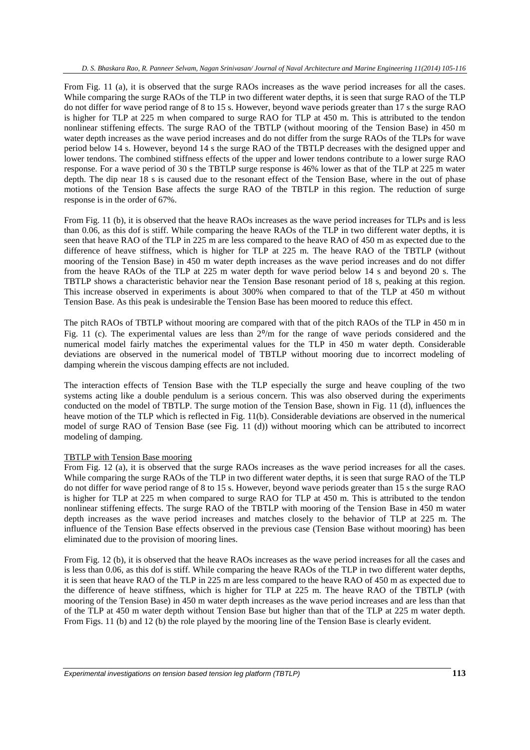From Fig. 11 (a), it is observed that the surge RAOs increases as the wave period increases for all the cases. While comparing the surge RAOs of the TLP in two different water depths, it is seen that surge RAO of the TLP do not differ for wave period range of 8 to 15 s. However, beyond wave periods greater than 17 s the surge RAO is higher for TLP at 225 m when compared to surge RAO for TLP at 450 m. This is attributed to the tendon nonlinear stiffening effects. The surge RAO of the TBTLP (without mooring of the Tension Base) in 450 m water depth increases as the wave period increases and do not differ from the surge RAOs of the TLPs for wave period below 14 s. However, beyond 14 s the surge RAO of the TBTLP decreases with the designed upper and lower tendons. The combined stiffness effects of the upper and lower tendons contribute to a lower surge RAO response. For a wave period of 30 s the TBTLP surge response is 46% lower as that of the TLP at 225 m water depth. The dip near 18 s is caused due to the resonant effect of the Tension Base, where in the out of phase motions of the Tension Base affects the surge RAO of the TBTLP in this region. The reduction of surge response is in the order of 67%.

From Fig. 11 (b), it is observed that the heave RAOs increases as the wave period increases for TLPs and is less than 0.06, as this dof is stiff. While comparing the heave RAOs of the TLP in two different water depths, it is seen that heave RAO of the TLP in 225 m are less compared to the heave RAO of 450 m as expected due to the difference of heave stiffness, which is higher for TLP at 225 m. The heave RAO of the TBTLP (without mooring of the Tension Base) in 450 m water depth increases as the wave period increases and do not differ from the heave RAOs of the TLP at 225 m water depth for wave period below 14 s and beyond 20 s. The TBTLP shows a characteristic behavior near the Tension Base resonant period of 18 s, peaking at this region. This increase observed in experiments is about 300% when compared to that of the TLP at 450 m without Tension Base. As this peak is undesirable the Tension Base has been moored to reduce this effect.

The pitch RAOs of TBTLP without mooring are compared with that of the pitch RAOs of the TLP in 450 m in Fig. 11 (c). The experimental values are less than 2°/m for the range of wave periods considered and the numerical model fairly matches the experimental values for the TLP in 450 m water depth. Considerable deviations are observed in the numerical model of TBTLP without mooring due to incorrect modeling of damping wherein the viscous damping effects are not included.

The interaction effects of Tension Base with the TLP especially the surge and heave coupling of the two systems acting like a double pendulum is a serious concern. This was also observed during the experiments conducted on the model of TBTLP. The surge motion of the Tension Base, shown in Fig. 11 (d), influences the heave motion of the TLP which is reflected in Fig. 11(b). Considerable deviations are observed in the numerical model of surge RAO of Tension Base (see Fig. 11 (d)) without mooring which can be attributed to incorrect modeling of damping.

TBTLP with Tension Base mooring

From Fig. 12 (a), it is observed that the surge RAOs increases as the wave period increases for all the cases. While comparing the surge RAOs of the TLP in two different water depths, it is seen that surge RAO of the TLP do not differ for wave period range of 8 to 15 s. However, beyond wave periods greater than 15 s the surge RAO is higher for TLP at 225 m when compared to surge RAO for TLP at 450 m. This is attributed to the tendon nonlinear stiffening effects. The surge RAO of the TBTLP with mooring of the Tension Base in 450 m water depth increases as the wave period increases and matches closely to the behavior of TLP at 225 m. The influence of the Tension Base effects observed in the previous case (Tension Base without mooring) has been eliminated due to the provision of mooring lines.

From Fig. 12 (b), it is observed that the heave RAOs increases as the wave period increases for all the cases and is less than 0.06, as this dof is stiff. While comparing the heave RAOs of the TLP in two different water depths, it is seen that heave RAO of the TLP in 225 m are less compared to the heave RAO of 450 m as expected due to the difference of heave stiffness, which is higher for TLP at 225 m. The heave RAO of the TBTLP (with mooring of the Tension Base) in 450 m water depth increases as the wave period increases and are less than that of the TLP at 450 m water depth without Tension Base but higher than that of the TLP at 225 m water depth. From Figs. 11 (b) and 12 (b) the role played by the mooring line of the Tension Base is clearly evident.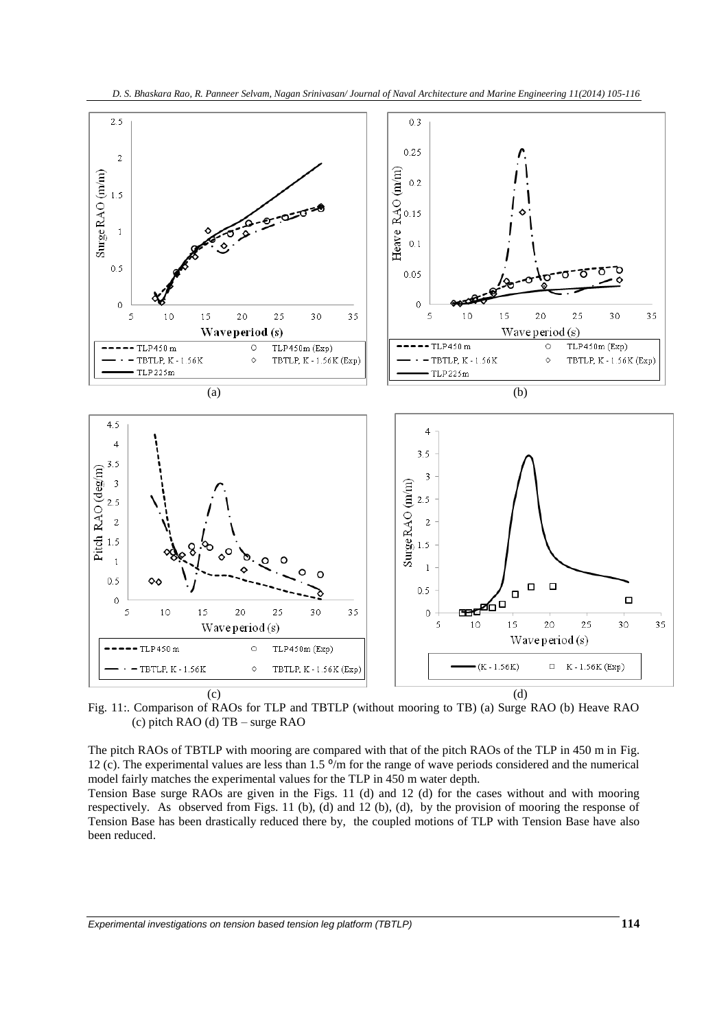Fig. 11:. Comparison of RAOs for TLP and TBTLP (without mooring to TB) (a) Surge RAO (b) Heave RAO (c) pitch RAO (d) TB – surge RAO

The pitch RAOs of TBTLP with mooring are compared with that of the pitch RAOs of the TLP in 450 m in Fig. 12 (c). The experimental values are less than 1.5 °/m for the range of wave periods considered and the numerical model fairly matches the experimental values for the TLP in 450 m water depth.

Tension Base surge RAOs are given in the Figs. 11 (d) and 12 (d) for the cases without and with mooring respectively. As observed from Figs. 11 (b), (d) and 12 (b), (d), by the provision of mooring the response of Tension Base has been drastically reduced there by, the coupled motions of TLP with Tension Base have also been reduced.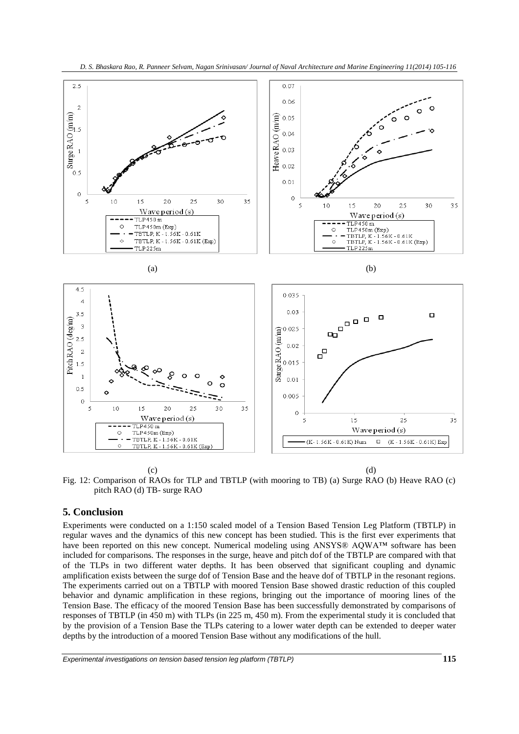Fig. 12: Comparison of RAOs for TLP and TBTLP (with mooring to TB) (a) Surge RAO (b) Heave RAO (c) pitch RAO (d) TB- surge RAO

## 5. Conclusion

Experiments were conducted on a 1:150 scaled model of a Tension Based Tension Leg Platform (TBTLP) in regular waves and the dynamics of this new concept has been studied. This is the first ever experiments that have been reported on this new concept. Numerical modeling using ANSYS® AQWA™ software has been included for comparisons. The responses in the surge, heave and pitch dof of the TBTLP are compared with that of the TLPs in two different water depths. It has been observed that significant coupling and dynamic amplification exists between the surge dof of Tension Base and the heave dof of TBTLP in the resonant regions. The experiments carried out on a TBTLP with moored Tension Base showed drastic reduction of this coupled behavior and dynamic amplification in these regions, bringing out the importance of mooring lines of the Tension Base. The efficacy of the moored Tension Base has been successfully demonstrated by comparisons of responses of TBTLP (in 450 m) with TLPs (in 225 m, 450 m). From the experimental study it is concluded that by the provision of a Tension Base the TLPs catering to a lower water depth can be extended to deeper water depths by the introduction of a moored Tension Base without any modifications of the hull.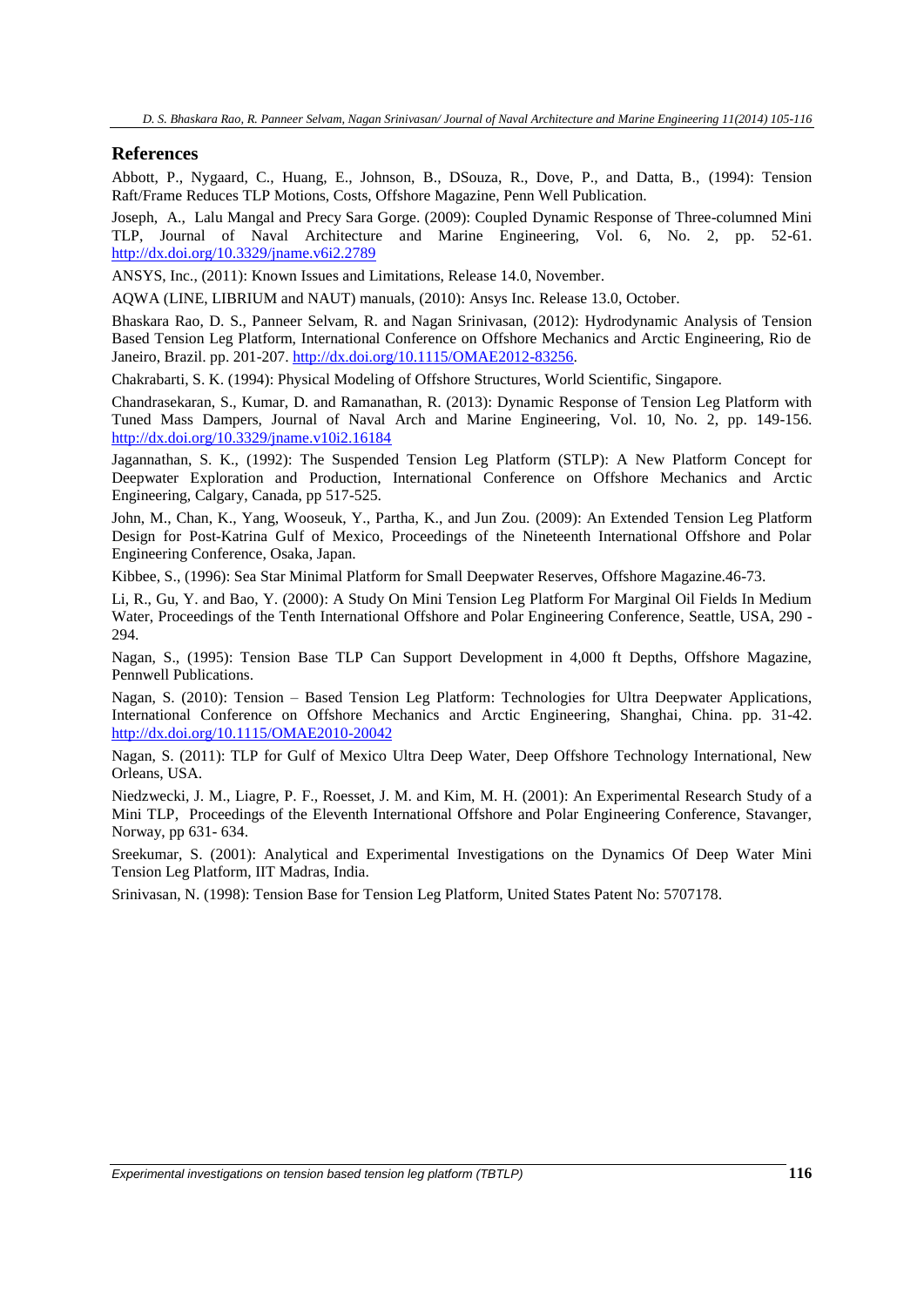## References

Abbott, P., Nygaard, C., Huang, E., Johnson, B., DSouza, R., Dove, P., and Datta, B., (1994): Tension Raft/Frame Reduces TLP Motions, Costs, Offshore Magazine, Penn Well Publication.

Joseph, A., Lalu Mangal and Precy Sara Gorge. (2009): Coupled Dynamic Response of Three-columned Mini TLP, Journal of Naval Architecture and Marine Engineering, Vol. 6, No. 2, pp. 52-61. http://dx.doi.org/10.3329/jname.v6i2.2789

ANSYS, Inc., (2011): Known Issues and Limitations, Release 14.0, November.

AQWA (LINE, LIBRIUM and NAUT) manuals, (2010): Ansys Inc. Release 13.0, October.

Bhaskara Rao, D. S., Panneer Selvam, R. and Nagan Srinivasan, (2012): Hydrodynamic Analysis of Tension Based Tension Leg Platform, International Conference on Offshore Mechanics and Arctic Engineering, Rio de Janeiro, Brazil. pp. 201-207. http://dx.doi.org/10.1115/OMAE2012-83256.

Chakrabarti, S. K. (1994): Physical Modeling of Offshore Structures, World Scientific, Singapore.

Chandrasekaran, S., Kumar, D. and Ramanathan, R. (2013): Dynamic Response of Tension Leg Platform with Tuned Mass Dampers, Journal of Naval Arch and Marine Engineering, Vol. 10, No. 2, pp. 149-156. http://dx.doi.org/10.3329/jname.v10i2.16184

Jagannathan, S. K., (1992): The Suspended Tension Leg Platform (STLP): A New Platform Concept for Deepwater Exploration and Production, International Conference on Offshore Mechanics and Arctic Engineering, Calgary, Canada, pp 517-525.

John, M., Chan, K., Yang, Wooseuk, Y., Partha, K., and Jun Zou. (2009): An Extended Tension Leg Platform Design for Post-Katrina Gulf of Mexico, Proceedings of the Nineteenth International Offshore and Polar Engineering Conference, Osaka, Japan.

Kibbee, S., (1996): Sea Star Minimal Platform for Small Deepwater Reserves, Offshore Magazine.46-73.

Li, R., Gu, Y. and Bao, Y. (2000): A Study On Mini Tension Leg Platform For Marginal Oil Fields In Medium Water, Proceedings of the Tenth International Offshore and Polar Engineering Conference, Seattle, USA, 290 - 294.

Nagan, S., (1995): Tension Base TLP Can Support Development in 4,000 ft Depths, Offshore Magazine, Pennwell Publications.

Nagan, S. (2010): Tension – Based Tension Leg Platform: Technologies for Ultra Deepwater Applications, International Conference on Offshore Mechanics and Arctic Engineering, Shanghai, China. pp. 31-42. http://dx.doi.org/10.1115/OMAE2010-20042

Nagan, S. (2011): TLP for Gulf of Mexico Ultra Deep Water, Deep Offshore Technology International, New Orleans, USA.

Niedzwecki, J. M., Liagre, P. F., Roesset, J. M. and Kim, M. H. (2001): An Experimental Research Study of a Mini TLP, Proceedings of the Eleventh International Offshore and Polar Engineering Conference, Stavanger, Norway, pp 631- 634.

Sreekumar, S. (2001): Analytical and Experimental Investigations on the Dynamics Of Deep Water Mini Tension Leg Platform, IIT Madras, India.

Srinivasan, N. (1998): Tension Base for Tension Leg Platform, United States Patent No: 5707178.